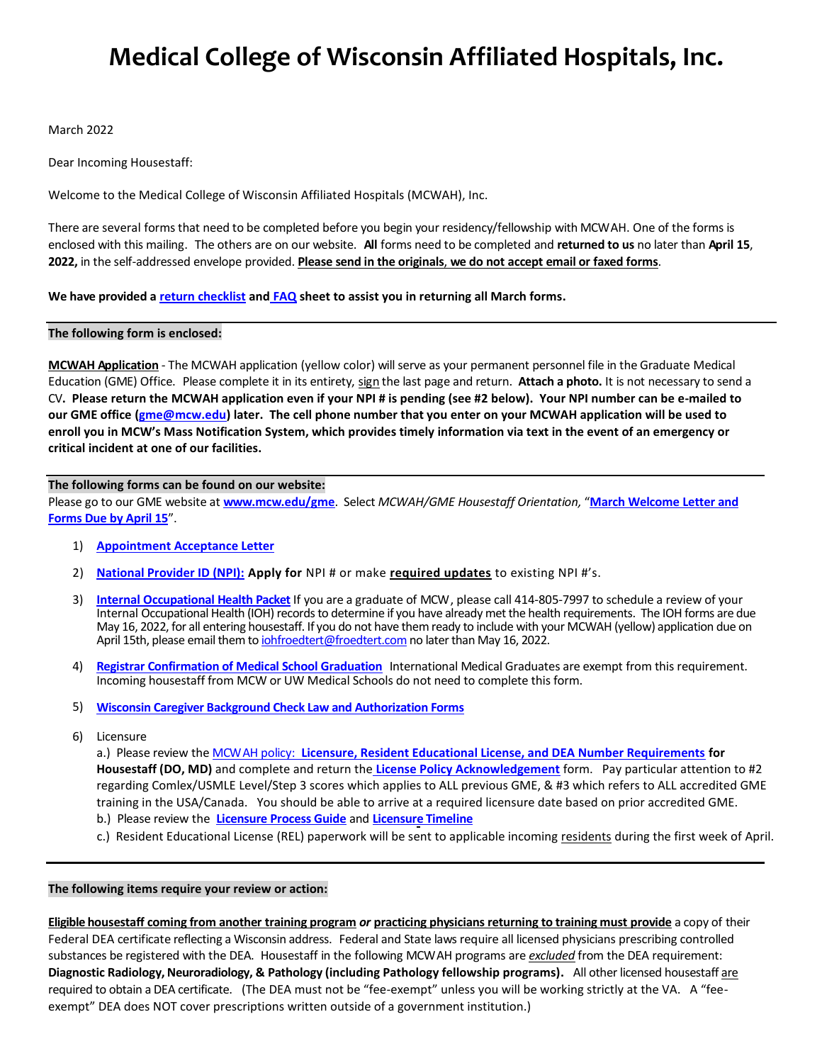# Medical College of Wisconsin Affiliated Hospitals, Inc.

March 2022

Dear Incoming Housestaff:

Welcome to the Medical College of Wisconsin Affiliated Hospitals (MCWAH), Inc.

There are several forms that need to be completed before you begin your residency/fellowship with MCWAH. One of the forms is enclosed with this mailing. The others are on our website. **All** forms need to be completed and **returned to us** no later than **April 15, 2022,** in the self-addressed envelope provided. **Please send in the originals, we do not accept email or faxed forms**.

**We have provided a return checklist and FAQ sheet to assist you in returning all March forms.**

**The following form is enclosed:**

**MCWAH Application** - The MCWAH application (yellow color) will serve as your permanent personnel file in the Graduate Medical Education (GME) Office. Please complete it in its entirety, sign the last page and return. **Attach a photo.** It is not necessary to send a CV**. Please return the MCWAH application even if your NPI # is pending (see #2 below). Your NPI number can be e-mailed to our GME office (gme@mcw.edu) later. The cell phone number that you enter on your MCWAH application will be used to enroll you in MCW's Mass Notification System, which provides timely information via text in the event of an emergency or critical incident at one of our facilities.**

**The following forms can be found on our website:**

Please go to our GME website at **www.mcw.edu/gme**. Select *MCWAH/GME Housestaff Orientation,* "**March Welcome Letter and Forms Due by April 15**".

1) **Appointment Acceptance Letter**
2) **National Provider ID (NPI): Apply for** NPI # or make **required updates** to existing NPI #'s.
3) **Internal Occupational Health Packet** If you are a graduate of MCW, please call 414-805-7997 to schedule a review of your Internal Occupational Health (IOH) records to determine if you have already met the health requirements. The IOH forms are due May 16, 2022, for all entering housestaff. If you do not have them ready to include with your MCWAH (yellow) application due on April 15th, please email them to iohfroedtert@froedtert.com no later than May 16, 2022.
4) **Registrar Confirmation of Medical School Graduation** International Medical Graduates are exempt from this requirement. Incoming housestaff from MCW or UW Medical Schools do not need to complete this form.
5) **Wisconsin Caregiver Background Check Law and Authorization Forms**
6) Licensure
   a.) Please review the MCWAH policy: **Licensure, Resident Educational License, and DEA Number Requirements for Housestaff (DO, MD)** and complete and return the **License Policy Acknowledgement** form. Pay particular attention to #2 regarding Comlex/USMLE Level/Step 3 scores which applies to ALL previous GME, & #3 which refers to ALL accredited GME training in the USA/Canada. You should be able to arrive at a required licensure date based on prior accredited GME.
   b.) Please review the **Licensure Process Guide** and **Licensure Timeline**
   c.) Resident Educational License (REL) paperwork will be sent to applicable incoming residents during the first week of April.

**The following items require your review or action:**

**Eligible housestaff coming from another training program *or* practicing physicians returning to training must provide** a copy of their Federal DEA certificate reflecting a Wisconsin address. Federal and State laws require all licensed physicians prescribing controlled substances be registered with the DEA. Housestaff in the following MCWAH programs are ***excluded*** from the DEA requirement: **Diagnostic Radiology, Neuroradiology, & Pathology (including Pathology fellowship programs).** All other licensed housestaff are required to obtain a DEA certificate. (The DEA must not be "fee-exempt" unless you will be working strictly at the VA. A "fee-exempt" DEA does NOT cover prescriptions written outside of a government institution.)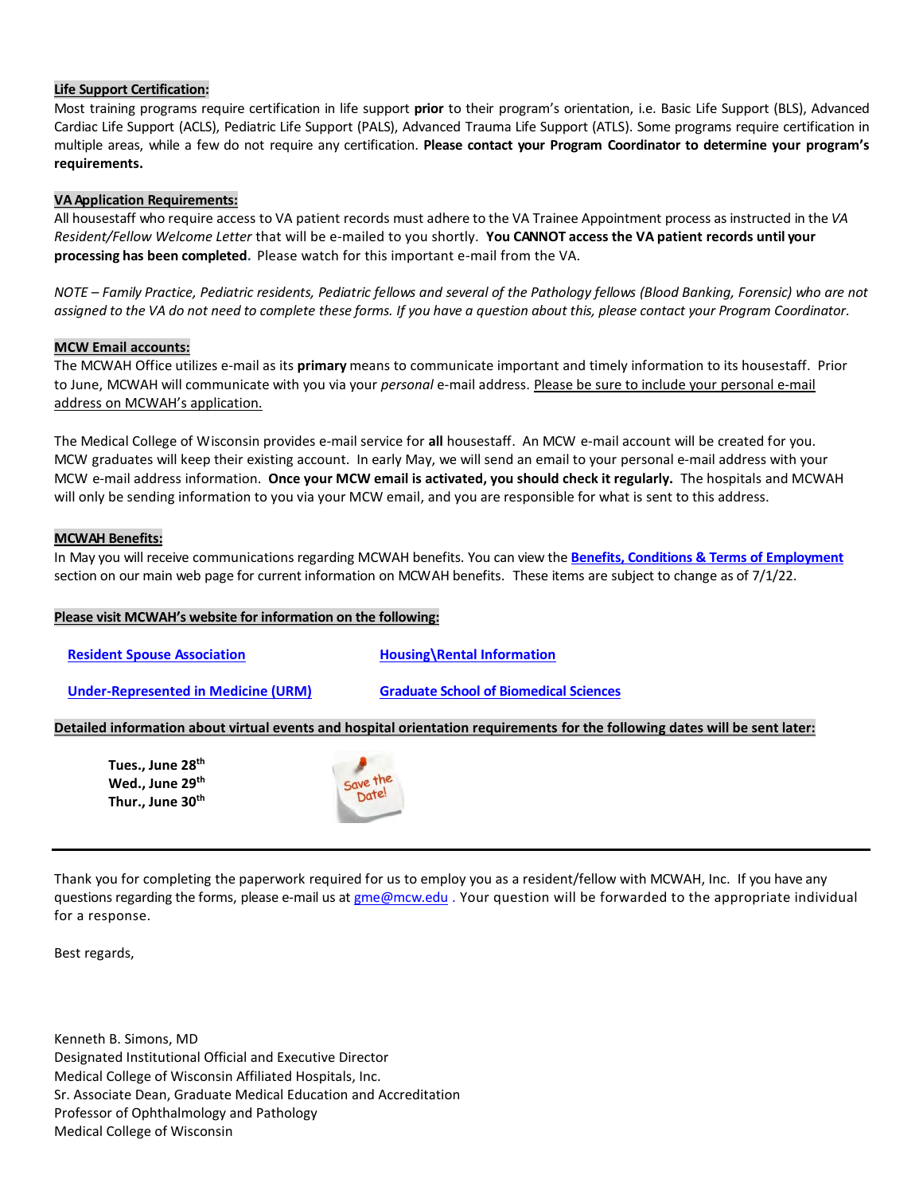**Life Support Certification:**

Most training programs require certification in life support **prior** to their program's orientation, i.e. Basic Life Support (BLS), Advanced Cardiac Life Support (ACLS), Pediatric Life Support (PALS), Advanced Trauma Life Support (ATLS). Some programs require certification in multiple areas, while a few do not require any certification. **Please contact your Program Coordinator to determine your program's requirements.**

**VA Application Requirements:**

All housestaff who require access to VA patient records must adhere to the VA Trainee Appointment process as instructed in the *VA Resident/Fellow Welcome Letter* that will be e-mailed to you shortly. **You CANNOT access the VA patient records until your processing has been completed.** Please watch for this important e-mail from the VA.

*NOTE – Family Practice, Pediatric residents, Pediatric fellows and several of the Pathology fellows (Blood Banking, Forensic) who are not assigned to the VA do not need to complete these forms. If you have a question about this, please contact your Program Coordinator.*

**MCW Email accounts:**

The MCWAH Office utilizes e-mail as its **primary** means to communicate important and timely information to its housestaff. Prior to June, MCWAH will communicate with you via your *personal* e-mail address. Please be sure to include your personal e-mail address on MCWAH's application.

The Medical College of Wisconsin provides e-mail service for **all** housestaff. An MCW e-mail account will be created for you. MCW graduates will keep their existing account. In early May, we will send an email to your personal e-mail address with your MCW e-mail address information. **Once your MCW email is activated, you should check it regularly.** The hospitals and MCWAH will only be sending information to you via your MCW email, and you are responsible for what is sent to this address.

**MCWAH Benefits:**

In May you will receive communications regarding MCWAH benefits. You can view the **Benefits, Conditions & Terms of Employment** section on our main web page for current information on MCWAH benefits. These items are subject to change as of 7/1/22.

**Please visit MCWAH's website for information on the following:**

- Resident Spouse Association
- Housing\Rental Information
- Under-Represented in Medicine (URM)
- Graduate School of Biomedical Sciences

**Detailed information about virtual events and hospital orientation requirements for the following dates will be sent later:**

**Tues., June 28th**
**Wed., June 29th**
**Thur., June 30th**

Save the Date!

---

Thank you for completing the paperwork required for us to employ you as a resident/fellow with MCWAH, Inc. If you have any questions regarding the forms, please e-mail us at gme@mcw.edu . Your question will be forwarded to the appropriate individual for a response.

Best regards,

Kenneth B. Simons, MD
Designated Institutional Official and Executive Director
Medical College of Wisconsin Affiliated Hospitals, Inc.
Sr. Associate Dean, Graduate Medical Education and Accreditation
Professor of Ophthalmology and Pathology
Medical College of Wisconsin